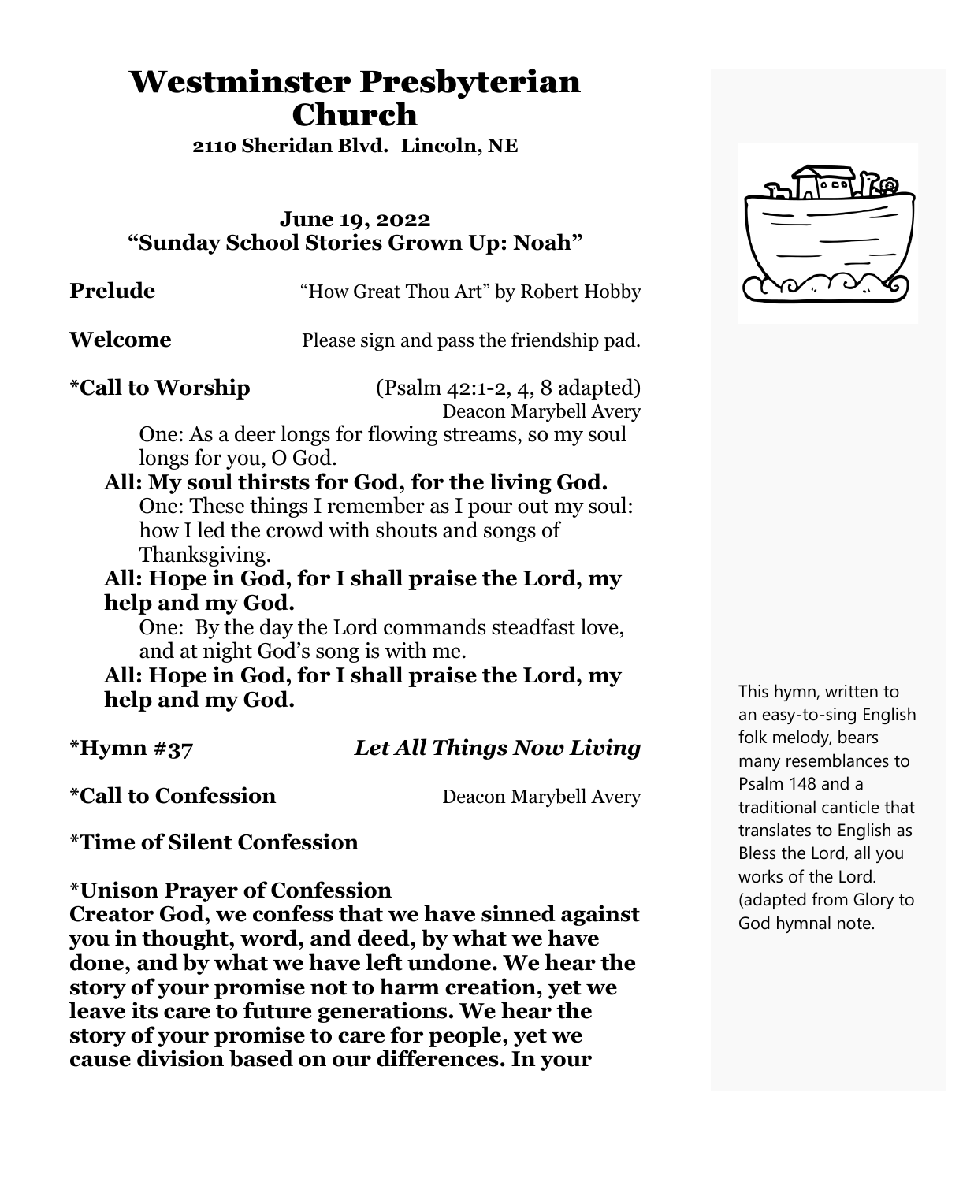# Westminster Presbyterian Church

**2110 Sheridan Blvd. Lincoln, NE**

**June 19, 2022**
**"Sunday School Stories Grown Up: Noah"**

**Prelude** "How Great Thou Art" by Robert Hobby

**Welcome** Please sign and pass the friendship pad.

**\*Call to Worship** (Psalm 42:1-2, 4, 8 adapted)
Deacon Marybell Avery

One: As a deer longs for flowing streams, so my soul longs for you, O God.

**All: My soul thirsts for God, for the living God.**

One: These things I remember as I pour out my soul: how I led the crowd with shouts and songs of Thanksgiving.

**All: Hope in God, for I shall praise the Lord, my help and my God.**

One: By the day the Lord commands steadfast love, and at night God's song is with me.

**All: Hope in God, for I shall praise the Lord, my help and my God.**

**\*Hymn #37** ***Let All Things Now Living***

This hymn, written to an easy-to-sing English folk melody, bears many resemblances to Psalm 148 and a traditional canticle that translates to English as Bless the Lord, all you works of the Lord. (adapted from Glory to God hymnal note.

**\*Call to Confession** Deacon Marybell Avery

**\*Time of Silent Confession**

**\*Unison Prayer of Confession**

**Creator God, we confess that we have sinned against you in thought, word, and deed, by what we have done, and by what we have left undone. We hear the story of your promise not to harm creation, yet we leave its care to future generations. We hear the story of your promise to care for people, yet we cause division based on our differences. In your**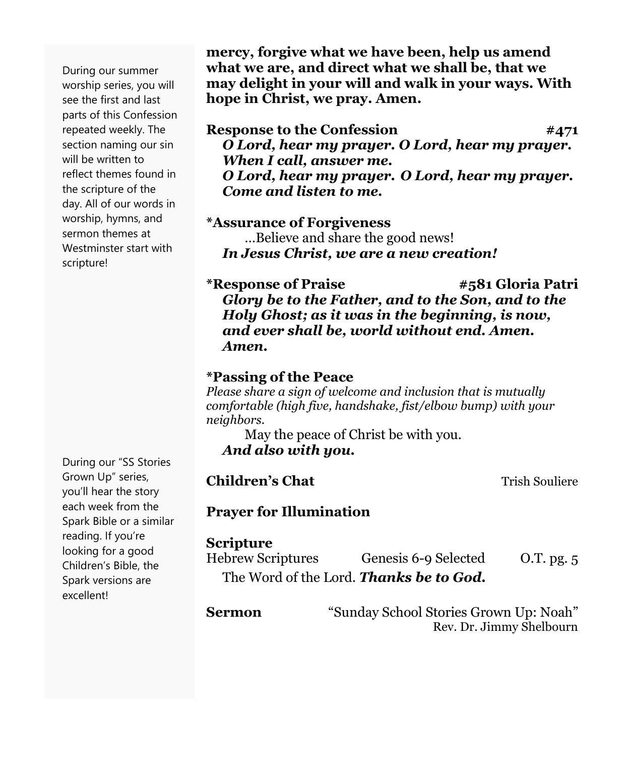During our summer worship series, you will see the first and last parts of this Confession repeated weekly. The section naming our sin will be written to reflect themes found in the scripture of the day. All of our words in worship, hymns, and sermon themes at Westminster start with scripture!

**mercy, forgive what we have been, help us amend what we are, and direct what we shall be, that we may delight in your will and walk in your ways. With hope in Christ, we pray. Amen.**

**Response to the Confession** **#471**

***O Lord, hear my prayer. O Lord, hear my prayer. When I call, answer me.***
***O Lord, hear my prayer. O Lord, hear my prayer. Come and listen to me.***

**\*Assurance of Forgiveness**

…Believe and share the good news!
***In Jesus Christ, we are a new creation!***

**\*Response of Praise** **#581 Gloria Patri**

***Glory be to the Father, and to the Son, and to the Holy Ghost; as it was in the beginning, is now, and ever shall be, world without end. Amen. Amen.***

**\*Passing of the Peace**

*Please share a sign of welcome and inclusion that is mutually comfortable (high five, handshake, fist/elbow bump) with your neighbors.*

May the peace of Christ be with you.
***And also with you.***

During our "SS Stories Grown Up" series, you'll hear the story each week from the Spark Bible or a similar reading. If you're looking for a good Children's Bible, the Spark versions are excellent!

**Children's Chat** Trish Souliere

**Prayer for Illumination**

**Scripture**

Hebrew Scriptures Genesis 6-9 Selected O.T. pg. 5

The Word of the Lord. ***Thanks be to God.***

**Sermon** "Sunday School Stories Grown Up: Noah"
Rev. Dr. Jimmy Shelbourn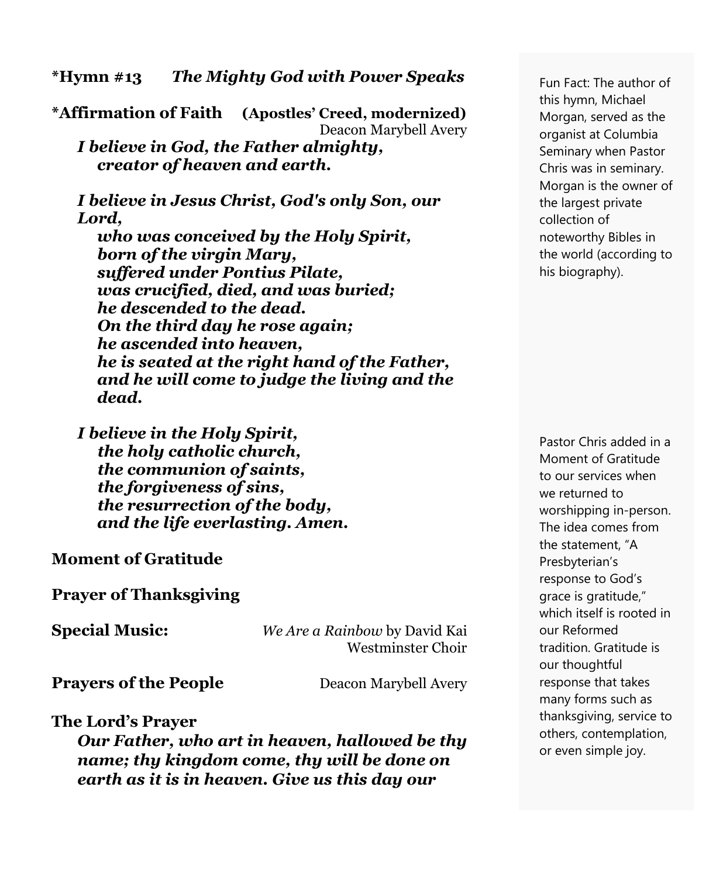**\*Hymn #13** *The Mighty God with Power Speaks*

> Fun Fact: The author of this hymn, Michael Morgan, served as the organist at Columbia Seminary when Pastor Chris was in seminary. Morgan is the owner of the largest private collection of noteworthy Bibles in the world (according to his biography).

**\*Affirmation of Faith** **(Apostles' Creed, modernized)**
Deacon Marybell Avery

***I believe in God, the Father almighty,***
***creator of heaven and earth.***

***I believe in Jesus Christ, God's only Son, our Lord,***
***who was conceived by the Holy Spirit,***
***born of the virgin Mary,***
***suffered under Pontius Pilate,***
***was crucified, died, and was buried;***
***he descended to the dead.***
***On the third day he rose again;***
***he ascended into heaven,***
***he is seated at the right hand of the Father,***
***and he will come to judge the living and the dead.***

***I believe in the Holy Spirit,***
***the holy catholic church,***
***the communion of saints,***
***the forgiveness of sins,***
***the resurrection of the body,***
***and the life everlasting. Amen.***

**Moment of Gratitude**

> Pastor Chris added in a Moment of Gratitude to our services when we returned to worshipping in-person. The idea comes from the statement, "A Presbyterian's response to God's grace is gratitude," which itself is rooted in our Reformed tradition. Gratitude is our thoughtful response that takes many forms such as thanksgiving, service to others, contemplation, or even simple joy.

**Prayer of Thanksgiving**

**Special Music:** *We Are a Rainbow* by David Kai
Westminster Choir

**Prayers of the People** Deacon Marybell Avery

**The Lord's Prayer**

***Our Father, who art in heaven, hallowed be thy name; thy kingdom come, thy will be done on earth as it is in heaven. Give us this day our***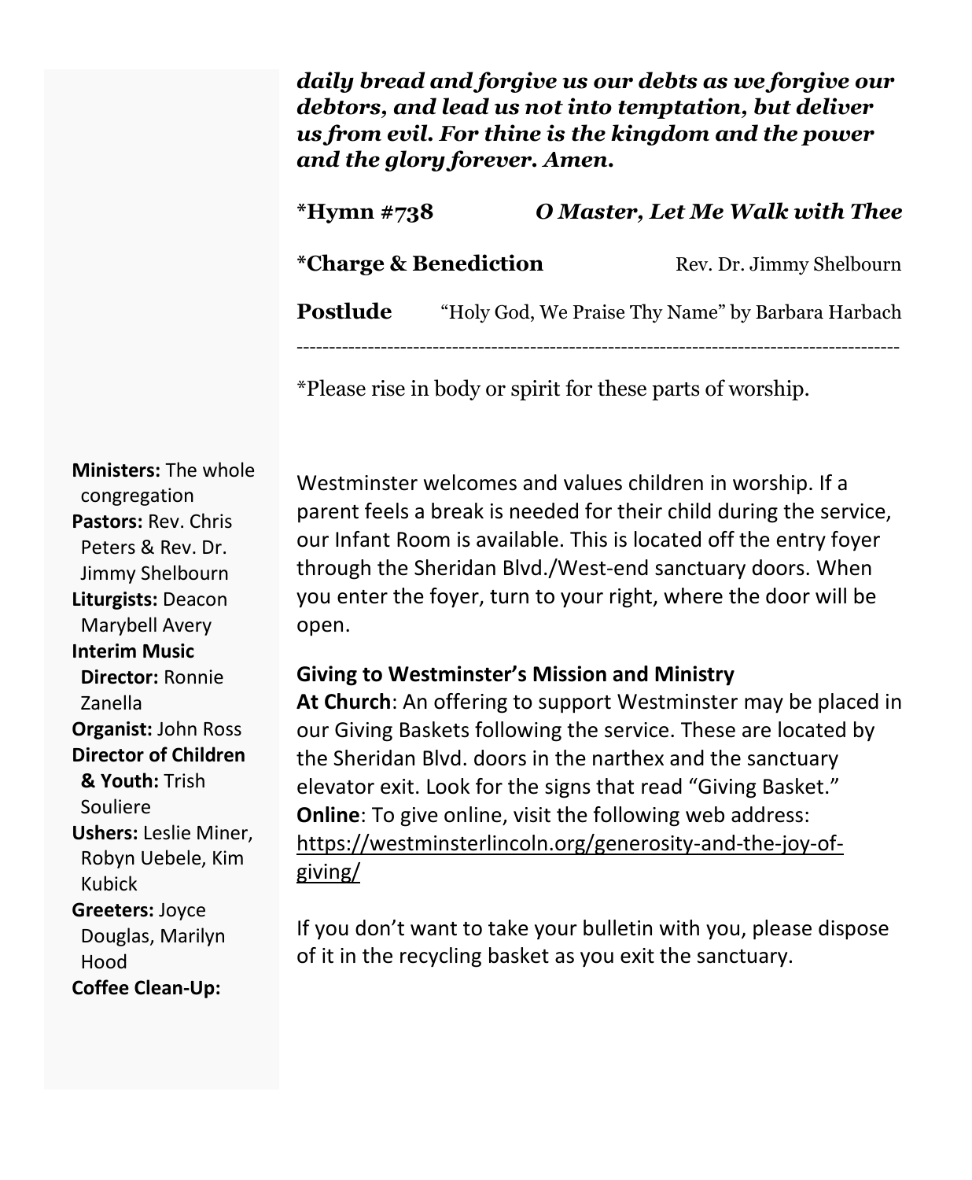***daily bread and forgive us our debts as we forgive our debtors, and lead us not into temptation, but deliver us from evil. For thine is the kingdom and the power and the glory forever. Amen.***

**\*Hymn #738** ***O Master, Let Me Walk with Thee***

**\*Charge & Benediction** Rev. Dr. Jimmy Shelbourn

**Postlude** "Holy God, We Praise Thy Name" by Barbara Harbach

---

\*Please rise in body or spirit for these parts of worship.

Westminster welcomes and values children in worship. If a parent feels a break is needed for their child during the service, our Infant Room is available. This is located off the entry foyer through the Sheridan Blvd./West-end sanctuary doors. When you enter the foyer, turn to your right, where the door will be open.

**Giving to Westminster's Mission and Ministry**

**At Church**: An offering to support Westminster may be placed in our Giving Baskets following the service. These are located by the Sheridan Blvd. doors in the narthex and the sanctuary elevator exit. Look for the signs that read "Giving Basket."

**Online**: To give online, visit the following web address: https://westminsterlincoln.org/generosity-and-the-joy-of-giving/

If you don't want to take your bulletin with you, please dispose of it in the recycling basket as you exit the sanctuary.

**Ministers:** The whole congregation
**Pastors:** Rev. Chris Peters & Rev. Dr. Jimmy Shelbourn
**Liturgists:** Deacon Marybell Avery
**Interim Music Director:** Ronnie Zanella
**Organist:** John Ross
**Director of Children & Youth:** Trish Souliere
**Ushers:** Leslie Miner, Robyn Uebele, Kim Kubick
**Greeters:** Joyce Douglas, Marilyn Hood
**Coffee Clean-Up:**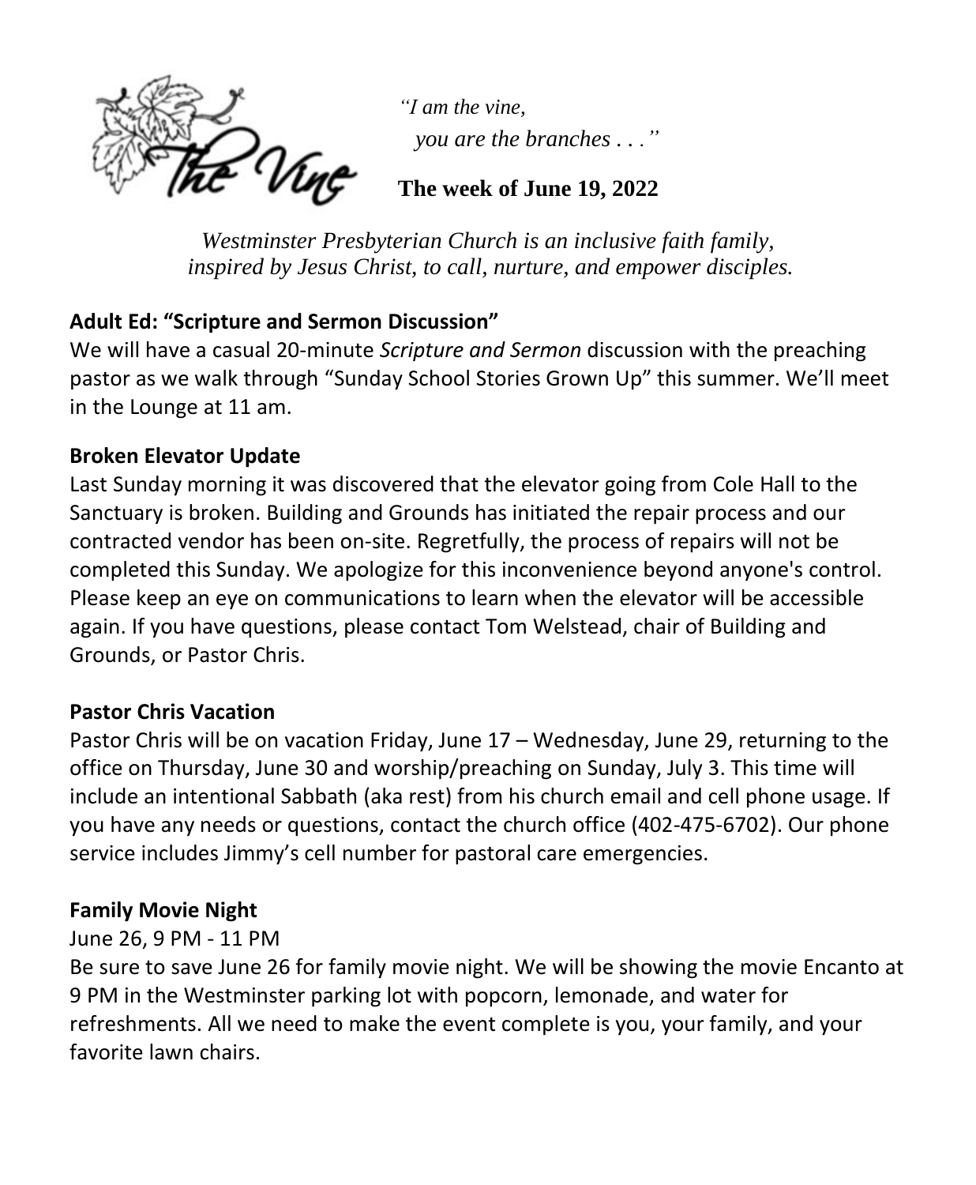# The Vine

*"I am the vine,*
*you are the branches . . ."*

**The week of June 19, 2022**

*Westminster Presbyterian Church is an inclusive faith family, inspired by Jesus Christ, to call, nurture, and empower disciples.*

**Adult Ed: "Scripture and Sermon Discussion"**

We will have a casual 20-minute *Scripture and Sermon* discussion with the preaching pastor as we walk through "Sunday School Stories Grown Up" this summer. We'll meet in the Lounge at 11 am.

**Broken Elevator Update**

Last Sunday morning it was discovered that the elevator going from Cole Hall to the Sanctuary is broken. Building and Grounds has initiated the repair process and our contracted vendor has been on-site. Regretfully, the process of repairs will not be completed this Sunday. We apologize for this inconvenience beyond anyone's control. Please keep an eye on communications to learn when the elevator will be accessible again. If you have questions, please contact Tom Welstead, chair of Building and Grounds, or Pastor Chris.

**Pastor Chris Vacation**

Pastor Chris will be on vacation Friday, June 17 – Wednesday, June 29, returning to the office on Thursday, June 30 and worship/preaching on Sunday, July 3. This time will include an intentional Sabbath (aka rest) from his church email and cell phone usage. If you have any needs or questions, contact the church office (402-475-6702). Our phone service includes Jimmy's cell number for pastoral care emergencies.

**Family Movie Night**

June 26, 9 PM - 11 PM

Be sure to save June 26 for family movie night. We will be showing the movie Encanto at 9 PM in the Westminster parking lot with popcorn, lemonade, and water for refreshments. All we need to make the event complete is you, your family, and your favorite lawn chairs.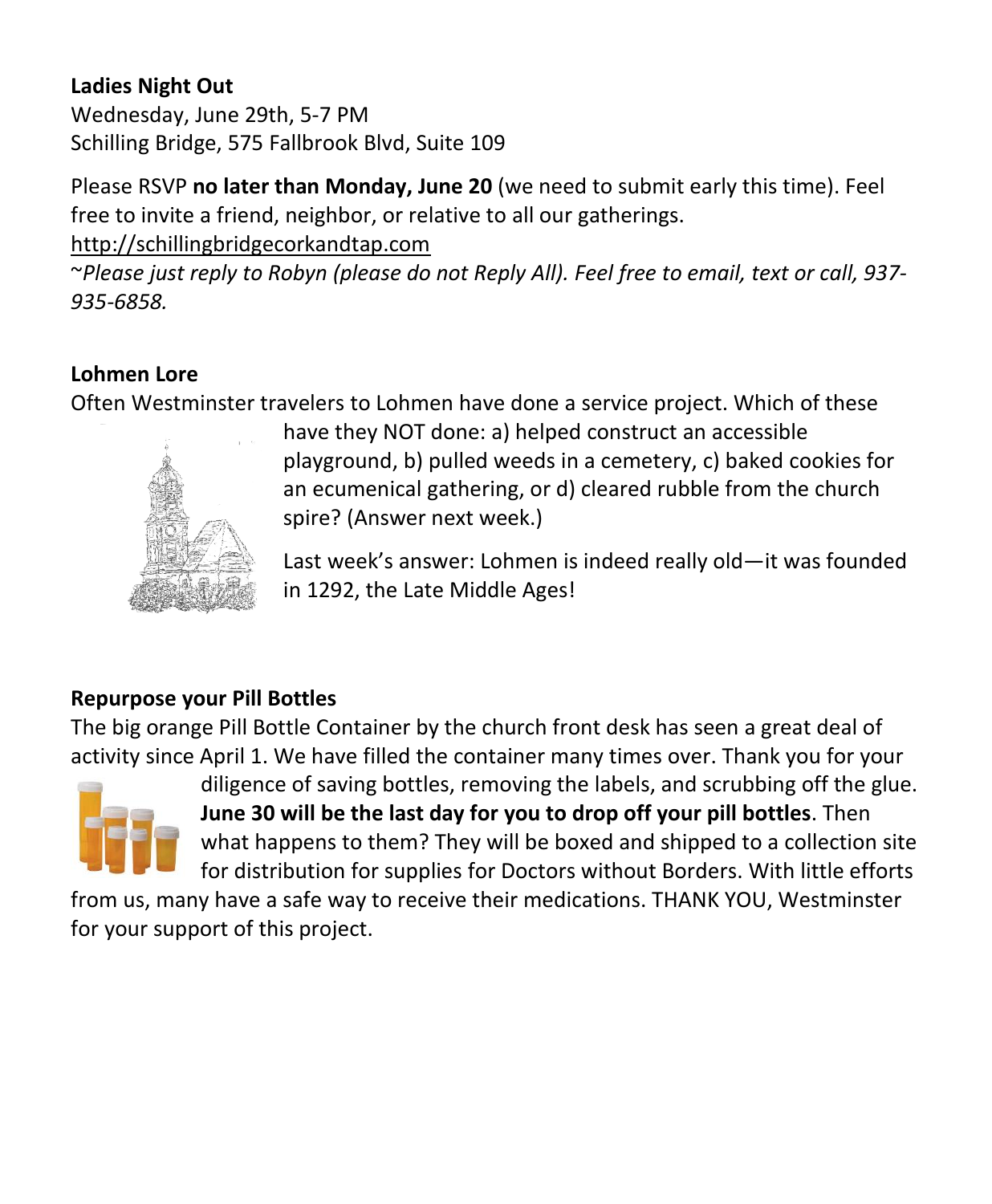**Ladies Night Out**
Wednesday, June 29th, 5-7 PM
Schilling Bridge, 575 Fallbrook Blvd, Suite 109

Please RSVP **no later than Monday, June 20** (we need to submit early this time). Feel free to invite a friend, neighbor, or relative to all our gatherings.
http://schillingbridgecorkandtap.com
~*Please just reply to Robyn (please do not Reply All). Feel free to email, text or call, 937-935-6858.*

**Lohmen Lore**
Often Westminster travelers to Lohmen have done a service project. Which of these have they NOT done: a) helped construct an accessible playground, b) pulled weeds in a cemetery, c) baked cookies for an ecumenical gathering, or d) cleared rubble from the church spire? (Answer next week.)

Last week's answer: Lohmen is indeed really old—it was founded in 1292, the Late Middle Ages!

**Repurpose your Pill Bottles**
The big orange Pill Bottle Container by the church front desk has seen a great deal of activity since April 1. We have filled the container many times over. Thank you for your diligence of saving bottles, removing the labels, and scrubbing off the glue. **June 30 will be the last day for you to drop off your pill bottles**. Then what happens to them? They will be boxed and shipped to a collection site for distribution for supplies for Doctors without Borders. With little efforts from us, many have a safe way to receive their medications. THANK YOU, Westminster for your support of this project.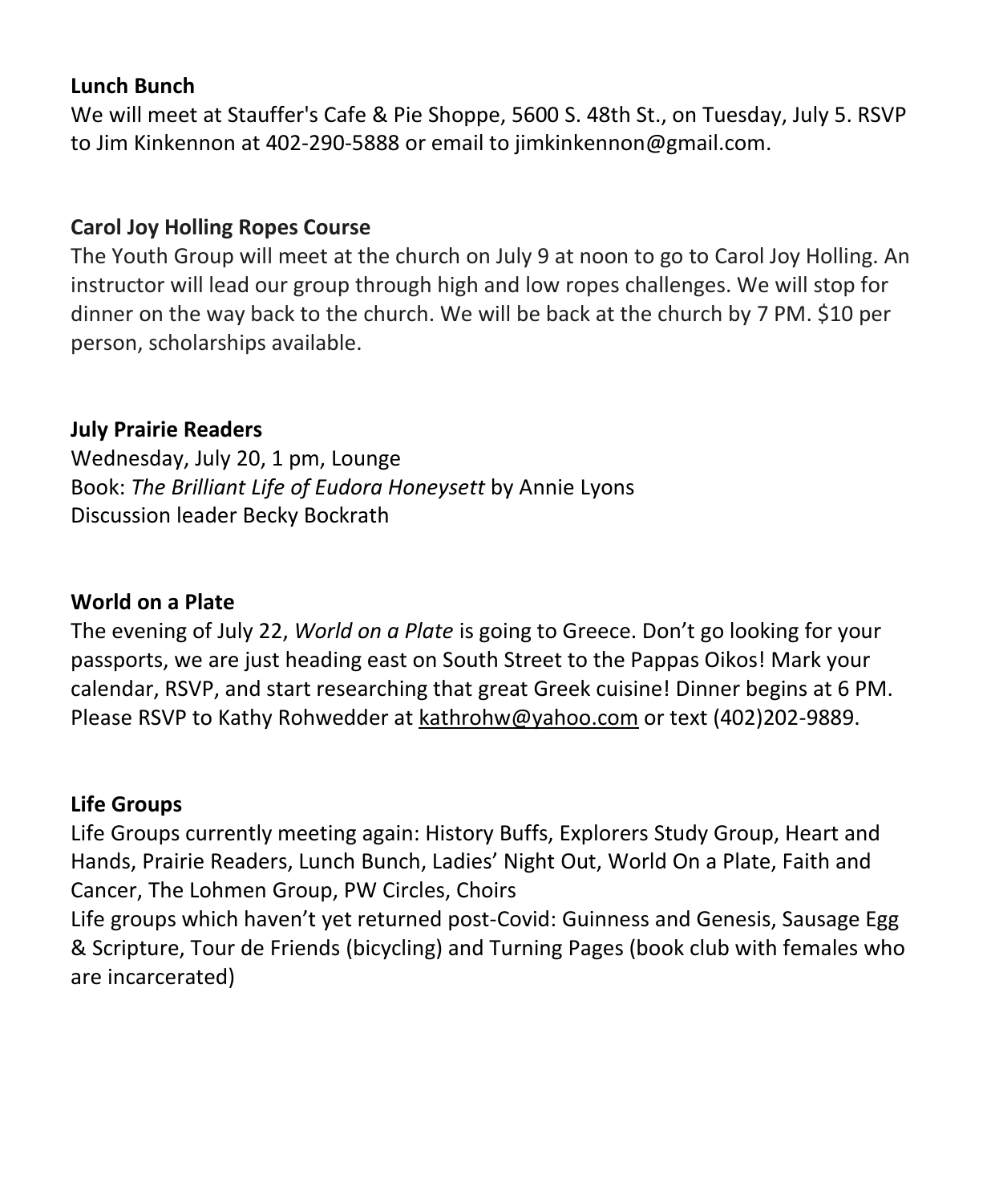**Lunch Bunch**

We will meet at Stauffer's Cafe & Pie Shoppe, 5600 S. 48th St., on Tuesday, July 5. RSVP to Jim Kinkennon at 402-290-5888 or email to jimkinkennon@gmail.com.

**Carol Joy Holling Ropes Course**

The Youth Group will meet at the church on July 9 at noon to go to Carol Joy Holling. An instructor will lead our group through high and low ropes challenges. We will stop for dinner on the way back to the church. We will be back at the church by 7 PM. $10 per person, scholarships available.

**July Prairie Readers**

Wednesday, July 20, 1 pm, Lounge
Book: *The Brilliant Life of Eudora Honeysett* by Annie Lyons
Discussion leader Becky Bockrath

**World on a Plate**

The evening of July 22, *World on a Plate* is going to Greece. Don't go looking for your passports, we are just heading east on South Street to the Pappas Oikos! Mark your calendar, RSVP, and start researching that great Greek cuisine! Dinner begins at 6 PM. Please RSVP to Kathy Rohwedder at kathrohw@yahoo.com or text (402)202-9889.

**Life Groups**

Life Groups currently meeting again: History Buffs, Explorers Study Group, Heart and Hands, Prairie Readers, Lunch Bunch, Ladies' Night Out, World On a Plate, Faith and Cancer, The Lohmen Group, PW Circles, Choirs
Life groups which haven't yet returned post-Covid: Guinness and Genesis, Sausage Egg & Scripture, Tour de Friends (bicycling) and Turning Pages (book club with females who are incarcerated)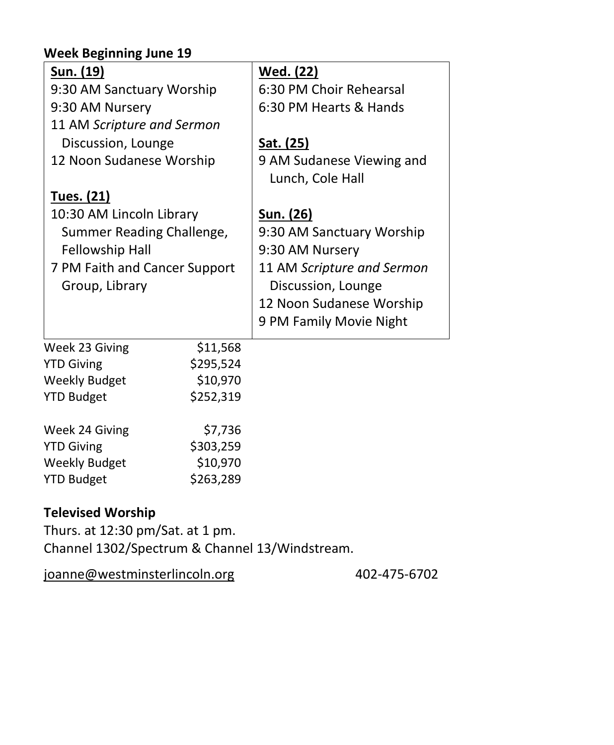**Week Beginning June 19**

**Sun. (19)**
9:30 AM Sanctuary Worship
9:30 AM Nursery
11 AM *Scripture and Sermon* Discussion, Lounge
12 Noon Sudanese Worship

**Tues. (21)**
10:30 AM Lincoln Library Summer Reading Challenge, Fellowship Hall
7 PM Faith and Cancer Support Group, Library

**Wed. (22)**
6:30 PM Choir Rehearsal
6:30 PM Hearts & Hands

**Sat. (25)**
9 AM Sudanese Viewing and Lunch, Cole Hall

**Sun. (26)**
9:30 AM Sanctuary Worship
9:30 AM Nursery
11 AM *Scripture and Sermon* Discussion, Lounge
12 Noon Sudanese Worship
9 PM Family Movie Night

| | |
|---|---|
| Week 23 Giving | $11,568 |
| YTD Giving | $295,524 |
| Weekly Budget | $10,970 |
| YTD Budget | $252,319 |

| | |
|---|---|
| Week 24 Giving | $7,736 |
| YTD Giving | $303,259 |
| Weekly Budget | $10,970 |
| YTD Budget | $263,289 |

**Televised Worship**

Thurs. at 12:30 pm/Sat. at 1 pm.
Channel 1302/Spectrum & Channel 13/Windstream.

joanne@westminsterlincoln.org 402-475-6702